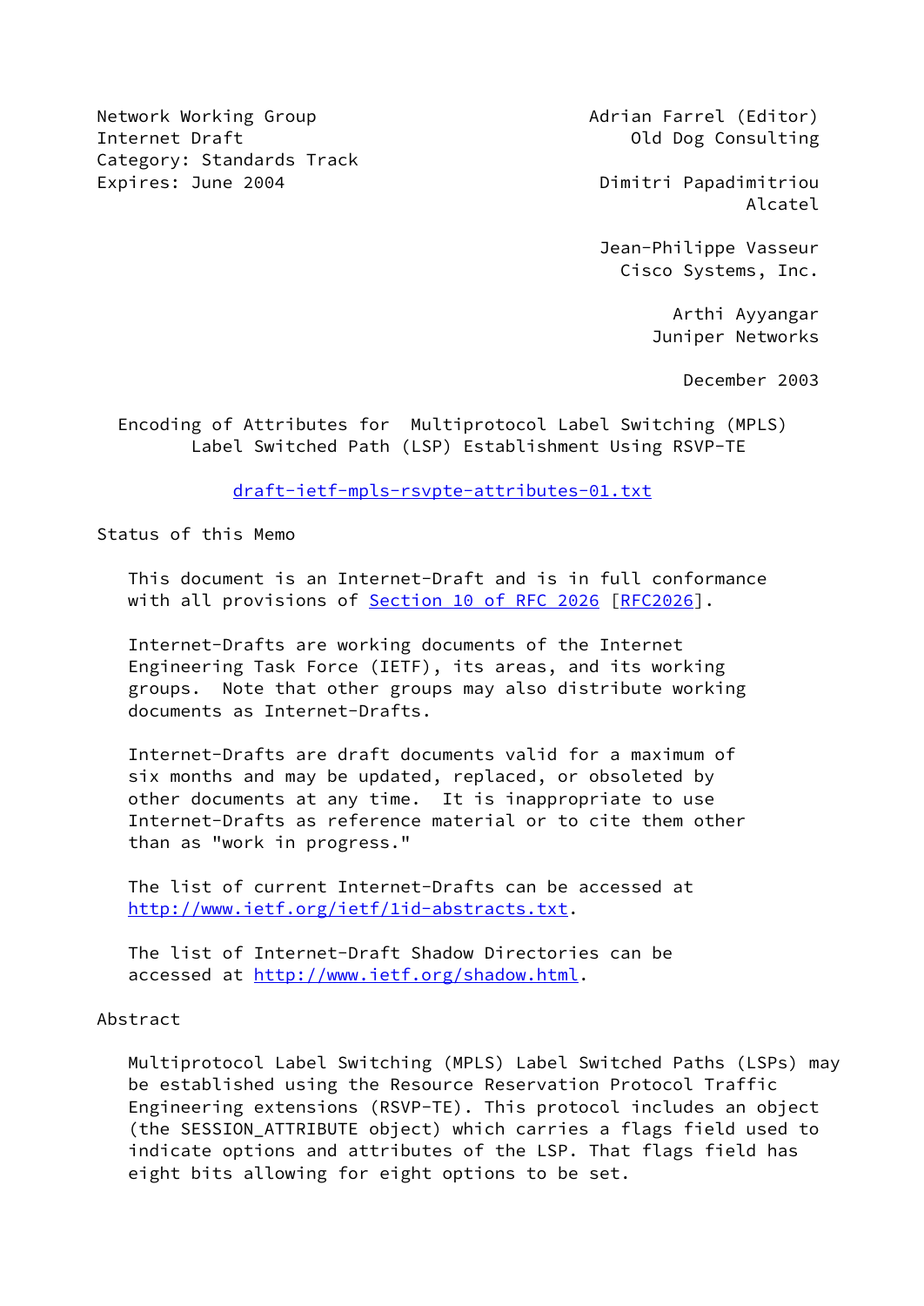Network Working Group                                    Adrian Farrel (Editor)
Internet Draft                                             Old Dog Consulting
Category: Standards Track
Expires: June 2004                                      Dimitri Papadimitriou
                                                                      Alcatel

                                                          Jean-Philippe Vasseur
                                                            Cisco Systems, Inc.

                                                                 Arthi Ayyangar
                                                               Juniper Networks

                                                                  December 2003

# Encoding of Attributes for Multiprotocol Label Switching (MPLS) Label Switched Path (LSP) Establishment Using RSVP-TE

draft-ietf-mpls-rsvpte-attributes-01.txt

## Status of this Memo

This document is an Internet-Draft and is in full conformance with all provisions of Section 10 of RFC 2026 [RFC2026].

Internet-Drafts are working documents of the Internet Engineering Task Force (IETF), its areas, and its working groups. Note that other groups may also distribute working documents as Internet-Drafts.

Internet-Drafts are draft documents valid for a maximum of six months and may be updated, replaced, or obsoleted by other documents at any time. It is inappropriate to use Internet-Drafts as reference material or to cite them other than as "work in progress."

The list of current Internet-Drafts can be accessed at http://www.ietf.org/ietf/1id-abstracts.txt.

The list of Internet-Draft Shadow Directories can be accessed at http://www.ietf.org/shadow.html.

## Abstract

Multiprotocol Label Switching (MPLS) Label Switched Paths (LSPs) may be established using the Resource Reservation Protocol Traffic Engineering extensions (RSVP-TE). This protocol includes an object (the SESSION_ATTRIBUTE object) which carries a flags field used to indicate options and attributes of the LSP. That flags field has eight bits allowing for eight options to be set.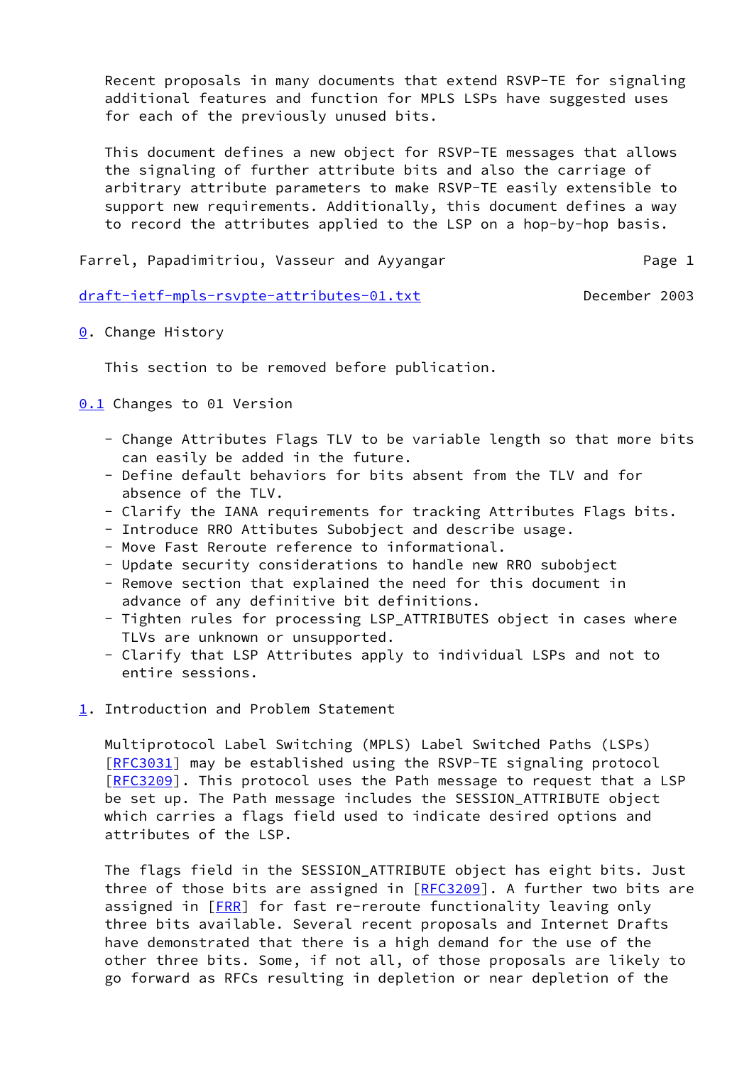Recent proposals in many documents that extend RSVP-TE for signaling additional features and function for MPLS LSPs have suggested uses for each of the previously unused bits.

This document defines a new object for RSVP-TE messages that allows the signaling of further attribute bits and also the carriage of arbitrary attribute parameters to make RSVP-TE easily extensible to support new requirements. Additionally, this document defines a way to record the attributes applied to the LSP on a hop-by-hop basis.

## 0. Change History

This section to be removed before publication.

### 0.1 Changes to 01 Version

- Change Attributes Flags TLV to be variable length so that more bits can easily be added in the future.
- Define default behaviors for bits absent from the TLV and for absence of the TLV.
- Clarify the IANA requirements for tracking Attributes Flags bits.
- Introduce RRO Attibutes Subobject and describe usage.
- Move Fast Reroute reference to informational.
- Update security considerations to handle new RRO subobject
- Remove section that explained the need for this document in advance of any definitive bit definitions.
- Tighten rules for processing LSP_ATTRIBUTES object in cases where TLVs are unknown or unsupported.
- Clarify that LSP Attributes apply to individual LSPs and not to entire sessions.

## 1. Introduction and Problem Statement

Multiprotocol Label Switching (MPLS) Label Switched Paths (LSPs) [RFC3031] may be established using the RSVP-TE signaling protocol [RFC3209]. This protocol uses the Path message to request that a LSP be set up. The Path message includes the SESSION_ATTRIBUTE object which carries a flags field used to indicate desired options and attributes of the LSP.

The flags field in the SESSION_ATTRIBUTE object has eight bits. Just three of those bits are assigned in [RFC3209]. A further two bits are assigned in [FRR] for fast re-reroute functionality leaving only three bits available. Several recent proposals and Internet Drafts have demonstrated that there is a high demand for the use of the other three bits. Some, if not all, of those proposals are likely to go forward as RFCs resulting in depletion or near depletion of the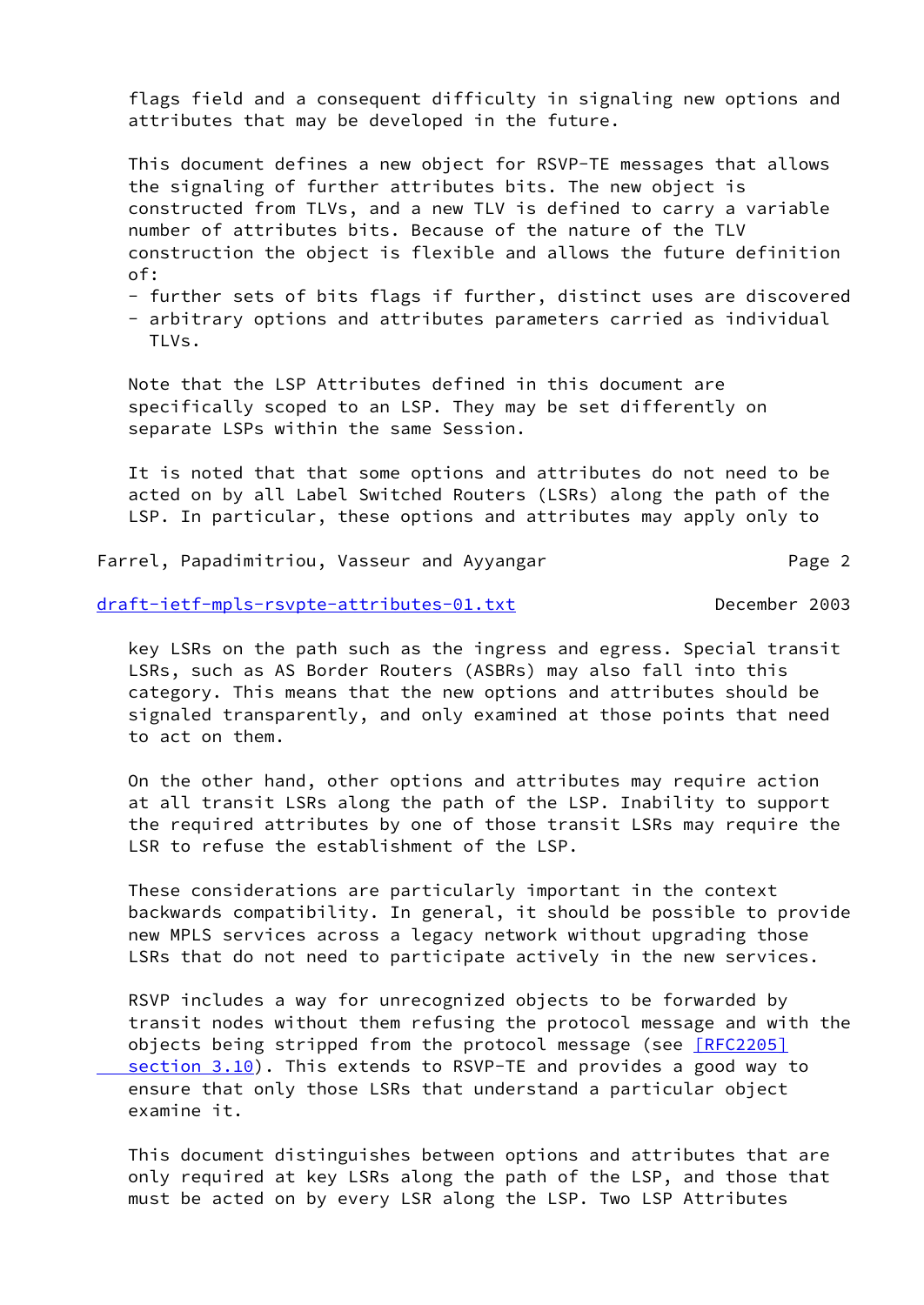flags field and a consequent difficulty in signaling new options and attributes that may be developed in the future.

This document defines a new object for RSVP-TE messages that allows the signaling of further attributes bits. The new object is constructed from TLVs, and a new TLV is defined to carry a variable number of attributes bits. Because of the nature of the TLV construction the object is flexible and allows the future definition of:

- further sets of bits flags if further, distinct uses are discovered
- arbitrary options and attributes parameters carried as individual TLVs.

Note that the LSP Attributes defined in this document are specifically scoped to an LSP. They may be set differently on separate LSPs within the same Session.

It is noted that that some options and attributes do not need to be acted on by all Label Switched Routers (LSRs) along the path of the LSP. In particular, these options and attributes may apply only to key LSRs on the path such as the ingress and egress. Special transit LSRs, such as AS Border Routers (ASBRs) may also fall into this category. This means that the new options and attributes should be signaled transparently, and only examined at those points that need to act on them.

On the other hand, other options and attributes may require action at all transit LSRs along the path of the LSP. Inability to support the required attributes by one of those transit LSRs may require the LSR to refuse the establishment of the LSP.

These considerations are particularly important in the context backwards compatibility. In general, it should be possible to provide new MPLS services across a legacy network without upgrading those LSRs that do not need to participate actively in the new services.

RSVP includes a way for unrecognized objects to be forwarded by transit nodes without them refusing the protocol message and with the objects being stripped from the protocol message (see [RFC2205] section 3.10). This extends to RSVP-TE and provides a good way to ensure that only those LSRs that understand a particular object examine it.

This document distinguishes between options and attributes that are only required at key LSRs along the path of the LSP, and those that must be acted on by every LSR along the LSP. Two LSP Attributes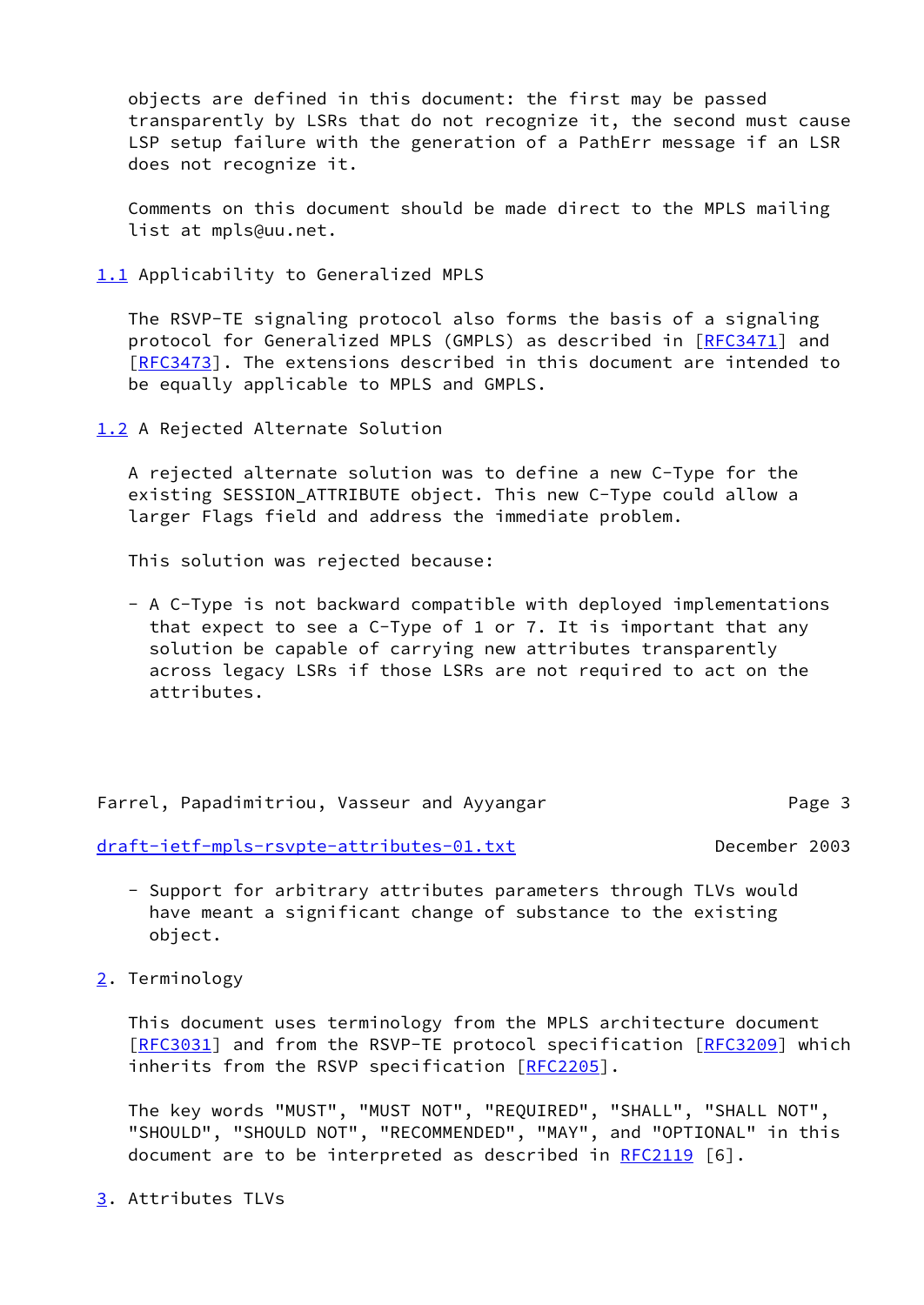objects are defined in this document: the first may be passed transparently by LSRs that do not recognize it, the second must cause LSP setup failure with the generation of a PathErr message if an LSR does not recognize it.

Comments on this document should be made direct to the MPLS mailing list at mpls@uu.net.

### 1.1 Applicability to Generalized MPLS

The RSVP-TE signaling protocol also forms the basis of a signaling protocol for Generalized MPLS (GMPLS) as described in [RFC3471] and [RFC3473]. The extensions described in this document are intended to be equally applicable to MPLS and GMPLS.

### 1.2 A Rejected Alternate Solution

A rejected alternate solution was to define a new C-Type for the existing SESSION_ATTRIBUTE object. This new C-Type could allow a larger Flags field and address the immediate problem.

This solution was rejected because:

- A C-Type is not backward compatible with deployed implementations that expect to see a C-Type of 1 or 7. It is important that any solution be capable of carrying new attributes transparently across legacy LSRs if those LSRs are not required to act on the attributes.

- Support for arbitrary attributes parameters through TLVs would have meant a significant change of substance to the existing object.

## 2. Terminology

This document uses terminology from the MPLS architecture document [RFC3031] and from the RSVP-TE protocol specification [RFC3209] which inherits from the RSVP specification [RFC2205].

The key words "MUST", "MUST NOT", "REQUIRED", "SHALL", "SHALL NOT", "SHOULD", "SHOULD NOT", "RECOMMENDED", "MAY", and "OPTIONAL" in this document are to be interpreted as described in RFC2119 [6].

## 3. Attributes TLVs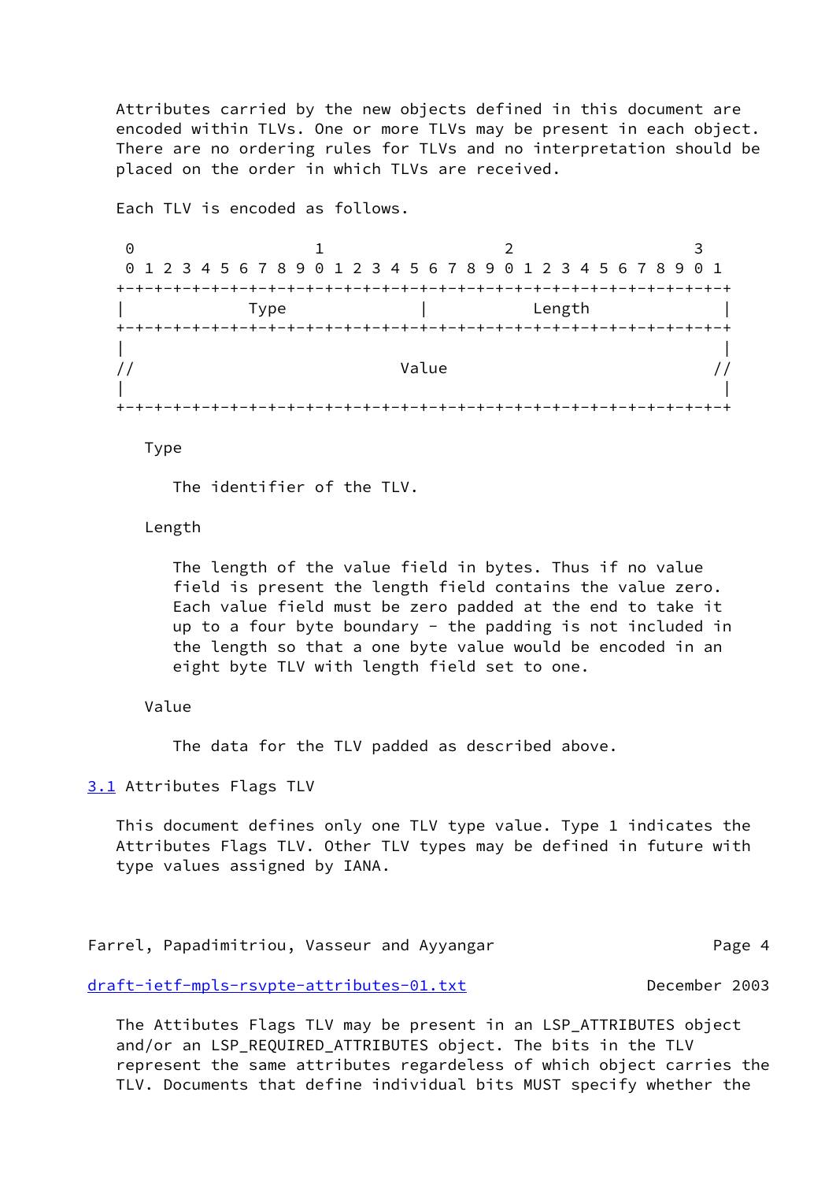Attributes carried by the new objects defined in this document are encoded within TLVs. One or more TLVs may be present in each object. There are no ordering rules for TLVs and no interpretation should be placed on the order in which TLVs are received.

Each TLV is encoded as follows.

```
 0                   1                   2                   3
 0 1 2 3 4 5 6 7 8 9 0 1 2 3 4 5 6 7 8 9 0 1 2 3 4 5 6 7 8 9 0 1
+-+-+-+-+-+-+-+-+-+-+-+-+-+-+-+-+-+-+-+-+-+-+-+-+-+-+-+-+-+-+-+-+
|             Type              |           Length              |
+-+-+-+-+-+-+-+-+-+-+-+-+-+-+-+-+-+-+-+-+-+-+-+-+-+-+-+-+-+-+-+-+
|                                                               |
//                            Value                            //
|                                                               |
+-+-+-+-+-+-+-+-+-+-+-+-+-+-+-+-+-+-+-+-+-+-+-+-+-+-+-+-+-+-+-+-+
```

Type

The identifier of the TLV.

Length

The length of the value field in bytes. Thus if no value field is present the length field contains the value zero. Each value field must be zero padded at the end to take it up to a four byte boundary - the padding is not included in the length so that a one byte value would be encoded in an eight byte TLV with length field set to one.

Value

The data for the TLV padded as described above.

## 3.1 Attributes Flags TLV

This document defines only one TLV type value. Type 1 indicates the Attributes Flags TLV. Other TLV types may be defined in future with type values assigned by IANA.

The Attibutes Flags TLV may be present in an LSP_ATTRIBUTES object and/or an LSP_REQUIRED_ATTRIBUTES object. The bits in the TLV represent the same attributes regardeless of which object carries the TLV. Documents that define individual bits MUST specify whether the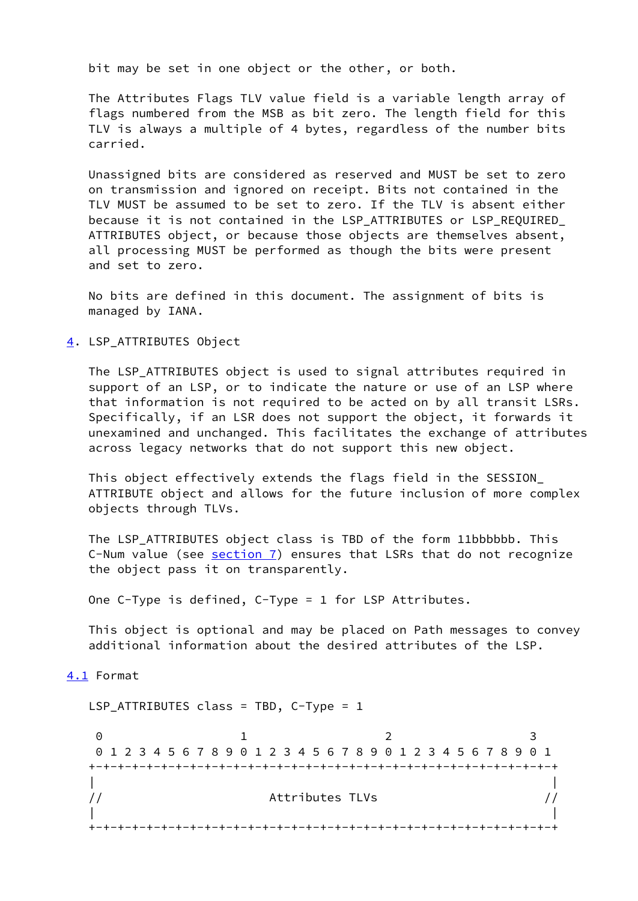bit may be set in one object or the other, or both.

The Attributes Flags TLV value field is a variable length array of flags numbered from the MSB as bit zero. The length field for this TLV is always a multiple of 4 bytes, regardless of the number bits carried.

Unassigned bits are considered as reserved and MUST be set to zero on transmission and ignored on receipt. Bits not contained in the TLV MUST be assumed to be set to zero. If the TLV is absent either because it is not contained in the LSP_ATTRIBUTES or LSP_REQUIRED_ATTRIBUTES object, or because those objects are themselves absent, all processing MUST be performed as though the bits were present and set to zero.

No bits are defined in this document. The assignment of bits is managed by IANA.

## 4. LSP_ATTRIBUTES Object

The LSP_ATTRIBUTES object is used to signal attributes required in support of an LSP, or to indicate the nature or use of an LSP where that information is not required to be acted on by all transit LSRs. Specifically, if an LSR does not support the object, it forwards it unexamined and unchanged. This facilitates the exchange of attributes across legacy networks that do not support this new object.

This object effectively extends the flags field in the SESSION_ATTRIBUTE object and allows for the future inclusion of more complex objects through TLVs.

The LSP_ATTRIBUTES object class is TBD of the form 11bbbbbb. This C-Num value (see section 7) ensures that LSRs that do not recognize the object pass it on transparently.

One C-Type is defined, C-Type = 1 for LSP Attributes.

This object is optional and may be placed on Path messages to convey additional information about the desired attributes of the LSP.

### 4.1 Format

LSP_ATTRIBUTES class = TBD, C-Type = 1

```
 0                   1                   2                   3
 0 1 2 3 4 5 6 7 8 9 0 1 2 3 4 5 6 7 8 9 0 1 2 3 4 5 6 7 8 9 0 1
+-+-+-+-+-+-+-+-+-+-+-+-+-+-+-+-+-+-+-+-+-+-+-+-+-+-+-+-+-+-+-+-+
|                                                               |
//                       Attributes TLVs                       //
|                                                               |
+-+-+-+-+-+-+-+-+-+-+-+-+-+-+-+-+-+-+-+-+-+-+-+-+-+-+-+-+-+-+-+-+
```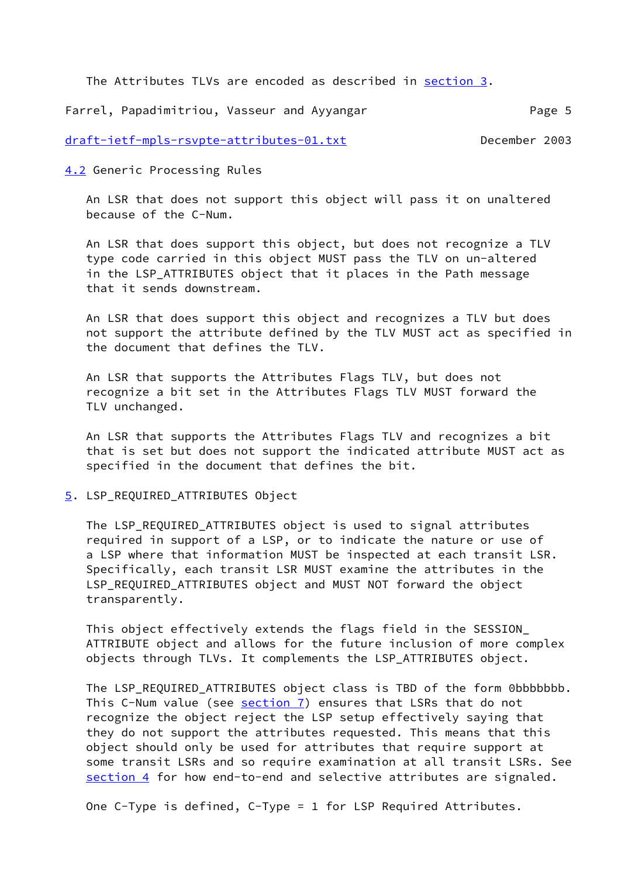The Attributes TLVs are encoded as described in section 3.

## 4.2 Generic Processing Rules

An LSR that does not support this object will pass it on unaltered because of the C-Num.

An LSR that does support this object, but does not recognize a TLV type code carried in this object MUST pass the TLV on un-altered in the LSP_ATTRIBUTES object that it places in the Path message that it sends downstream.

An LSR that does support this object and recognizes a TLV but does not support the attribute defined by the TLV MUST act as specified in the document that defines the TLV.

An LSR that supports the Attributes Flags TLV, but does not recognize a bit set in the Attributes Flags TLV MUST forward the TLV unchanged.

An LSR that supports the Attributes Flags TLV and recognizes a bit that is set but does not support the indicated attribute MUST act as specified in the document that defines the bit.

# 5. LSP_REQUIRED_ATTRIBUTES Object

The LSP_REQUIRED_ATTRIBUTES object is used to signal attributes required in support of a LSP, or to indicate the nature or use of a LSP where that information MUST be inspected at each transit LSR. Specifically, each transit LSR MUST examine the attributes in the LSP_REQUIRED_ATTRIBUTES object and MUST NOT forward the object transparently.

This object effectively extends the flags field in the SESSION_ ATTRIBUTE object and allows for the future inclusion of more complex objects through TLVs. It complements the LSP_ATTRIBUTES object.

The LSP_REQUIRED_ATTRIBUTES object class is TBD of the form 0bbbbbbb. This C-Num value (see section 7) ensures that LSRs that do not recognize the object reject the LSP setup effectively saying that they do not support the attributes requested. This means that this object should only be used for attributes that require support at some transit LSRs and so require examination at all transit LSRs. See section 4 for how end-to-end and selective attributes are signaled.

One C-Type is defined, C-Type = 1 for LSP Required Attributes.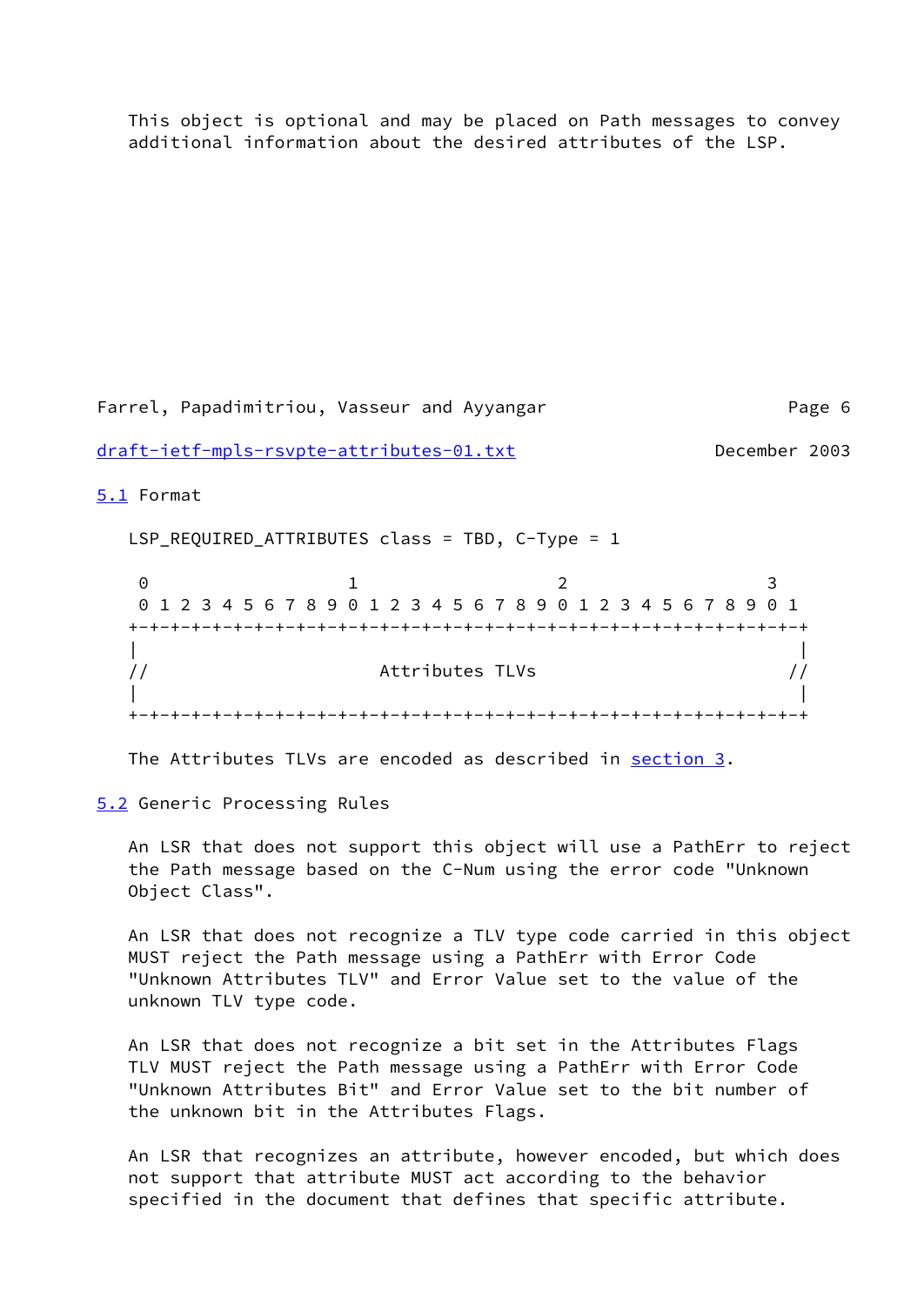This object is optional and may be placed on Path messages to convey additional information about the desired attributes of the LSP.

### 5.1 Format

LSP_REQUIRED_ATTRIBUTES class = TBD, C-Type = 1

```
 0                   1                   2                   3
 0 1 2 3 4 5 6 7 8 9 0 1 2 3 4 5 6 7 8 9 0 1 2 3 4 5 6 7 8 9 0 1
+-+-+-+-+-+-+-+-+-+-+-+-+-+-+-+-+-+-+-+-+-+-+-+-+-+-+-+-+-+-+-+-+
|                                                               |
//                       Attributes TLVs                       //
|                                                               |
+-+-+-+-+-+-+-+-+-+-+-+-+-+-+-+-+-+-+-+-+-+-+-+-+-+-+-+-+-+-+-+-+
```

The Attributes TLVs are encoded as described in section 3.

### 5.2 Generic Processing Rules

An LSR that does not support this object will use a PathErr to reject the Path message based on the C-Num using the error code "Unknown Object Class".

An LSR that does not recognize a TLV type code carried in this object MUST reject the Path message using a PathErr with Error Code "Unknown Attributes TLV" and Error Value set to the value of the unknown TLV type code.

An LSR that does not recognize a bit set in the Attributes Flags TLV MUST reject the Path message using a PathErr with Error Code "Unknown Attributes Bit" and Error Value set to the bit number of the unknown bit in the Attributes Flags.

An LSR that recognizes an attribute, however encoded, but which does not support that attribute MUST act according to the behavior specified in the document that defines that specific attribute.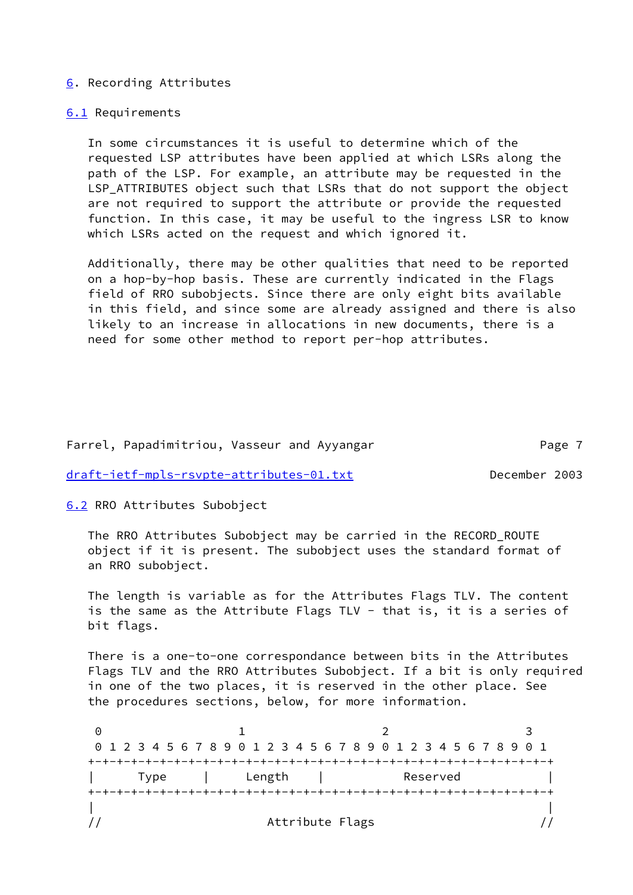## 6. Recording Attributes

### 6.1 Requirements

In some circumstances it is useful to determine which of the requested LSP attributes have been applied at which LSRs along the path of the LSP. For example, an attribute may be requested in the LSP_ATTRIBUTES object such that LSRs that do not support the object are not required to support the attribute or provide the requested function. In this case, it may be useful to the ingress LSR to know which LSRs acted on the request and which ignored it.

Additionally, there may be other qualities that need to be reported on a hop-by-hop basis. These are currently indicated in the Flags field of RRO subobjects. Since there are only eight bits available in this field, and since some are already assigned and there is also likely to an increase in allocations in new documents, there is a need for some other method to report per-hop attributes.

### 6.2 RRO Attributes Subobject

The RRO Attributes Subobject may be carried in the RECORD_ROUTE object if it is present. The subobject uses the standard format of an RRO subobject.

The length is variable as for the Attributes Flags TLV. The content is the same as the Attribute Flags TLV - that is, it is a series of bit flags.

There is a one-to-one correspondance between bits in the Attributes Flags TLV and the RRO Attributes Subobject. If a bit is only required in one of the two places, it is reserved in the other place. See the procedures sections, below, for more information.

```
 0                   1                   2                   3
 0 1 2 3 4 5 6 7 8 9 0 1 2 3 4 5 6 7 8 9 0 1 2 3 4 5 6 7 8 9 0 1
+-+-+-+-+-+-+-+-+-+-+-+-+-+-+-+-+-+-+-+-+-+-+-+-+-+-+-+-+-+-+-+-+
|      Type     |     Length    |           Reserved            |
+-+-+-+-+-+-+-+-+-+-+-+-+-+-+-+-+-+-+-+-+-+-+-+-+-+-+-+-+-+-+-+-+
|                                                               |
//                       Attribute Flags                       //
```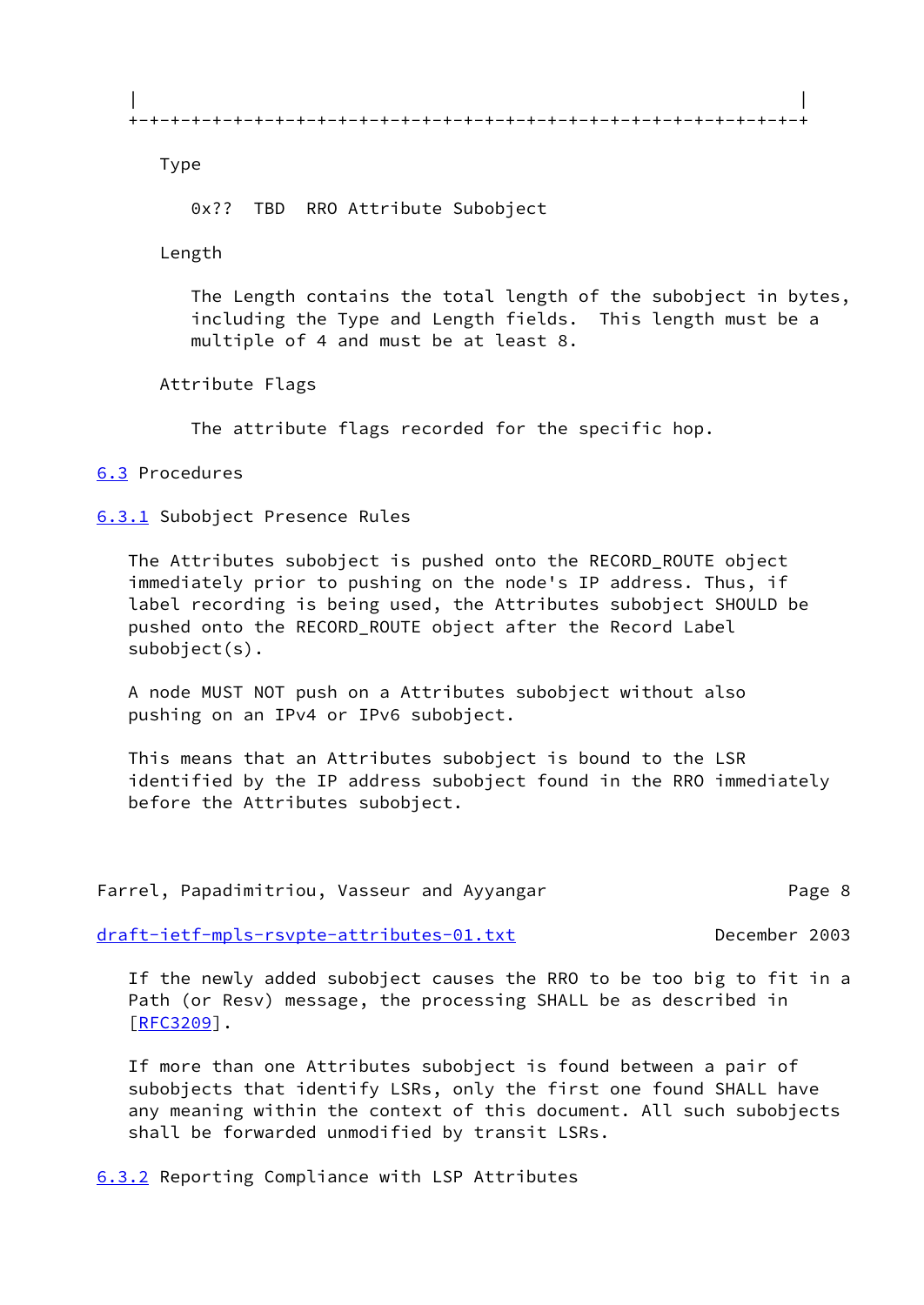```
   |                                                               |
   +-+-+-+-+-+-+-+-+-+-+-+-+-+-+-+-+-+-+-+-+-+-+-+-+-+-+-+-+-+-+-+-+
```

Type

0x?? TBD RRO Attribute Subobject

Length

The Length contains the total length of the subobject in bytes, including the Type and Length fields. This length must be a multiple of 4 and must be at least 8.

Attribute Flags

The attribute flags recorded for the specific hop.

### 6.3 Procedures

#### 6.3.1 Subobject Presence Rules

The Attributes subobject is pushed onto the RECORD_ROUTE object immediately prior to pushing on the node's IP address. Thus, if label recording is being used, the Attributes subobject SHOULD be pushed onto the RECORD_ROUTE object after the Record Label subobject(s).

A node MUST NOT push on a Attributes subobject without also pushing on an IPv4 or IPv6 subobject.

This means that an Attributes subobject is bound to the LSR identified by the IP address subobject found in the RRO immediately before the Attributes subobject.

If the newly added subobject causes the RRO to be too big to fit in a Path (or Resv) message, the processing SHALL be as described in [RFC3209].

If more than one Attributes subobject is found between a pair of subobjects that identify LSRs, only the first one found SHALL have any meaning within the context of this document. All such subobjects shall be forwarded unmodified by transit LSRs.

#### 6.3.2 Reporting Compliance with LSP Attributes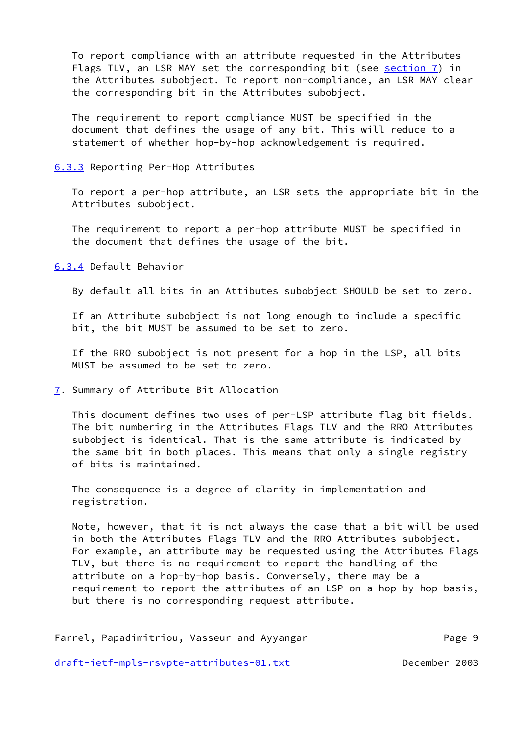To report compliance with an attribute requested in the Attributes Flags TLV, an LSR MAY set the corresponding bit (see section 7) in the Attributes subobject. To report non-compliance, an LSR MAY clear the corresponding bit in the Attributes subobject.

The requirement to report compliance MUST be specified in the document that defines the usage of any bit. This will reduce to a statement of whether hop-by-hop acknowledgement is required.

### 6.3.3 Reporting Per-Hop Attributes

To report a per-hop attribute, an LSR sets the appropriate bit in the Attributes subobject.

The requirement to report a per-hop attribute MUST be specified in the document that defines the usage of the bit.

### 6.3.4 Default Behavior

By default all bits in an Attibutes subobject SHOULD be set to zero.

If an Attribute subobject is not long enough to include a specific bit, the bit MUST be assumed to be set to zero.

If the RRO subobject is not present for a hop in the LSP, all bits MUST be assumed to be set to zero.

## 7. Summary of Attribute Bit Allocation

This document defines two uses of per-LSP attribute flag bit fields. The bit numbering in the Attributes Flags TLV and the RRO Attributes subobject is identical. That is the same attribute is indicated by the same bit in both places. This means that only a single registry of bits is maintained.

The consequence is a degree of clarity in implementation and registration.

Note, however, that it is not always the case that a bit will be used in both the Attributes Flags TLV and the RRO Attributes subobject. For example, an attribute may be requested using the Attributes Flags TLV, but there is no requirement to report the handling of the attribute on a hop-by-hop basis. Conversely, there may be a requirement to report the attributes of an LSP on a hop-by-hop basis, but there is no corresponding request attribute.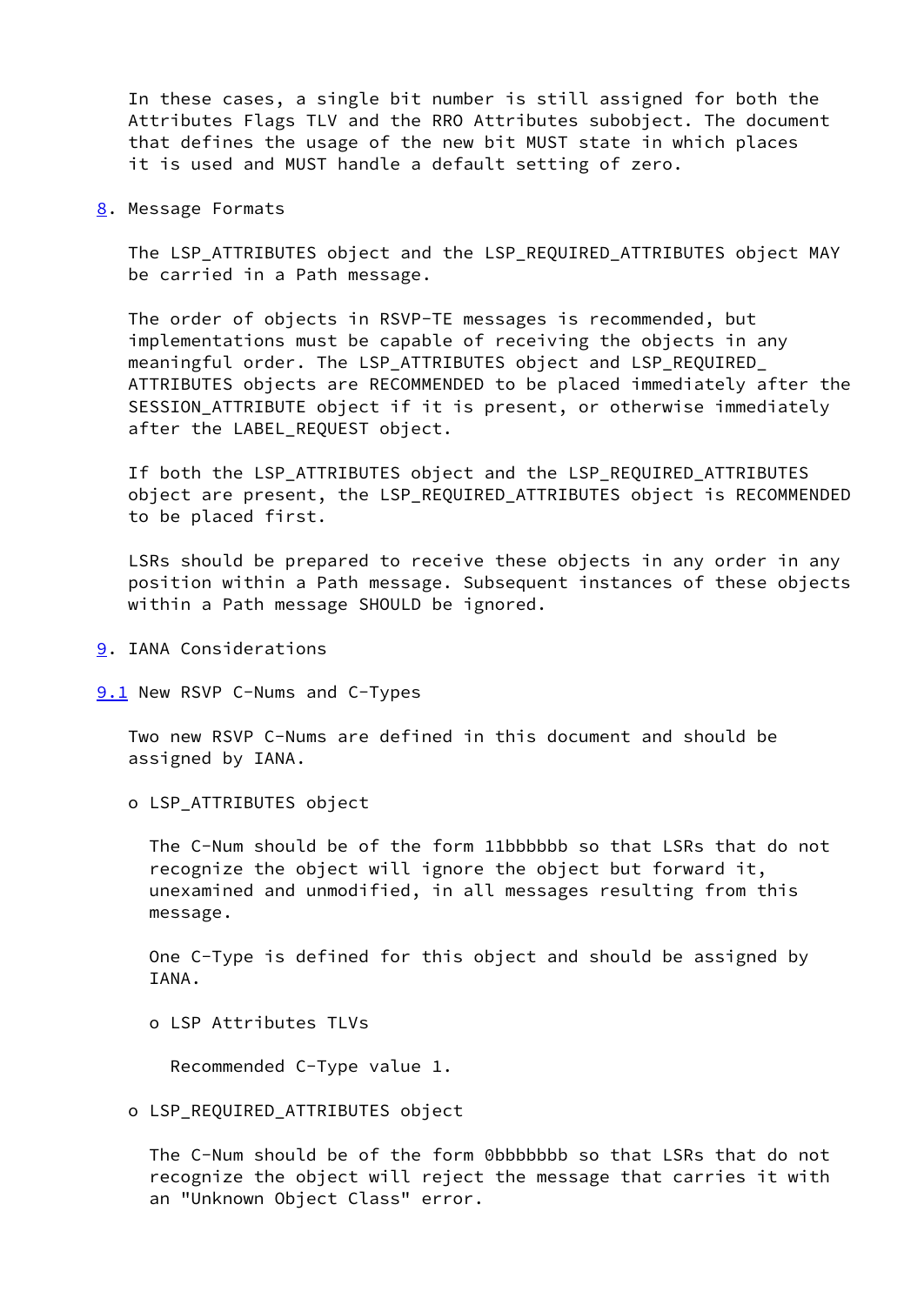In these cases, a single bit number is still assigned for both the Attributes Flags TLV and the RRO Attributes subobject. The document that defines the usage of the new bit MUST state in which places it is used and MUST handle a default setting of zero.

## 8. Message Formats

The LSP_ATTRIBUTES object and the LSP_REQUIRED_ATTRIBUTES object MAY be carried in a Path message.

The order of objects in RSVP-TE messages is recommended, but implementations must be capable of receiving the objects in any meaningful order. The LSP_ATTRIBUTES object and LSP_REQUIRED_ ATTRIBUTES objects are RECOMMENDED to be placed immediately after the SESSION_ATTRIBUTE object if it is present, or otherwise immediately after the LABEL_REQUEST object.

If both the LSP_ATTRIBUTES object and the LSP_REQUIRED_ATTRIBUTES object are present, the LSP_REQUIRED_ATTRIBUTES object is RECOMMENDED to be placed first.

LSRs should be prepared to receive these objects in any order in any position within a Path message. Subsequent instances of these objects within a Path message SHOULD be ignored.

## 9. IANA Considerations

### 9.1 New RSVP C-Nums and C-Types

Two new RSVP C-Nums are defined in this document and should be assigned by IANA.

- LSP_ATTRIBUTES object

  The C-Num should be of the form 11bbbbbb so that LSRs that do not recognize the object will ignore the object but forward it, unexamined and unmodified, in all messages resulting from this message.

  One C-Type is defined for this object and should be assigned by IANA.

  - LSP Attributes TLVs

    Recommended C-Type value 1.

- LSP_REQUIRED_ATTRIBUTES object

  The C-Num should be of the form 0bbbbbbb so that LSRs that do not recognize the object will reject the message that carries it with an "Unknown Object Class" error.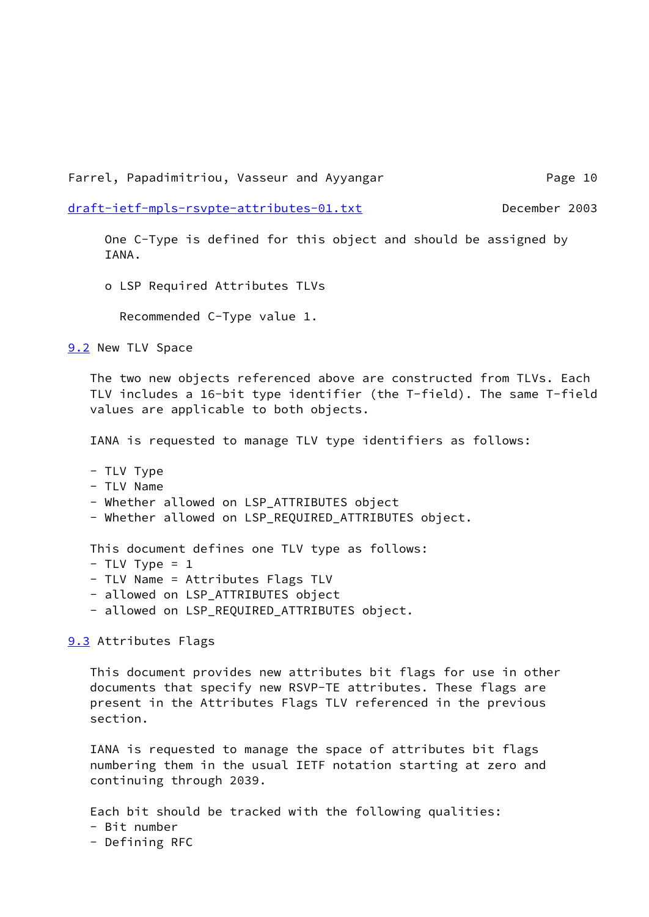One C-Type is defined for this object and should be assigned by IANA.

o LSP Required Attributes TLVs

Recommended C-Type value 1.

### 9.2 New TLV Space

The two new objects referenced above are constructed from TLVs. Each TLV includes a 16-bit type identifier (the T-field). The same T-field values are applicable to both objects.

IANA is requested to manage TLV type identifiers as follows:

- TLV Type
- TLV Name
- Whether allowed on LSP_ATTRIBUTES object
- Whether allowed on LSP_REQUIRED_ATTRIBUTES object.

This document defines one TLV type as follows:
- TLV Type = 1
- TLV Name = Attributes Flags TLV
- allowed on LSP_ATTRIBUTES object
- allowed on LSP_REQUIRED_ATTRIBUTES object.

### 9.3 Attributes Flags

This document provides new attributes bit flags for use in other documents that specify new RSVP-TE attributes. These flags are present in the Attributes Flags TLV referenced in the previous section.

IANA is requested to manage the space of attributes bit flags numbering them in the usual IETF notation starting at zero and continuing through 2039.

Each bit should be tracked with the following qualities:
- Bit number
- Defining RFC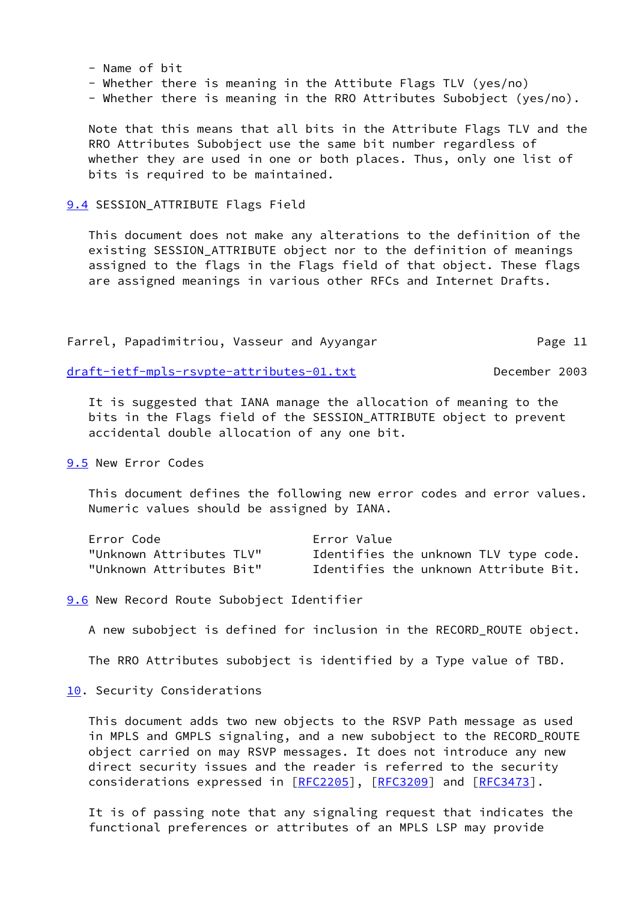- Name of bit
- Whether there is meaning in the Attibute Flags TLV (yes/no)
- Whether there is meaning in the RRO Attributes Subobject (yes/no).

Note that this means that all bits in the Attribute Flags TLV and the RRO Attributes Subobject use the same bit number regardless of whether they are used in one or both places. Thus, only one list of bits is required to be maintained.

### 9.4 SESSION_ATTRIBUTE Flags Field

This document does not make any alterations to the definition of the existing SESSION_ATTRIBUTE object nor to the definition of meanings assigned to the flags in the Flags field of that object. These flags are assigned meanings in various other RFCs and Internet Drafts.

It is suggested that IANA manage the allocation of meaning to the bits in the Flags field of the SESSION_ATTRIBUTE object to prevent accidental double allocation of any one bit.

### 9.5 New Error Codes

This document defines the following new error codes and error values. Numeric values should be assigned by IANA.

| Error Code | Error Value |
|---|---|
| "Unknown Attributes TLV" | Identifies the unknown TLV type code. |
| "Unknown Attributes Bit" | Identifies the unknown Attribute Bit. |

### 9.6 New Record Route Subobject Identifier

A new subobject is defined for inclusion in the RECORD_ROUTE object.

The RRO Attributes subobject is identified by a Type value of TBD.

## 10. Security Considerations

This document adds two new objects to the RSVP Path message as used in MPLS and GMPLS signaling, and a new subobject to the RECORD_ROUTE object carried on may RSVP messages. It does not introduce any new direct security issues and the reader is referred to the security considerations expressed in [RFC2205], [RFC3209] and [RFC3473].

It is of passing note that any signaling request that indicates the functional preferences or attributes of an MPLS LSP may provide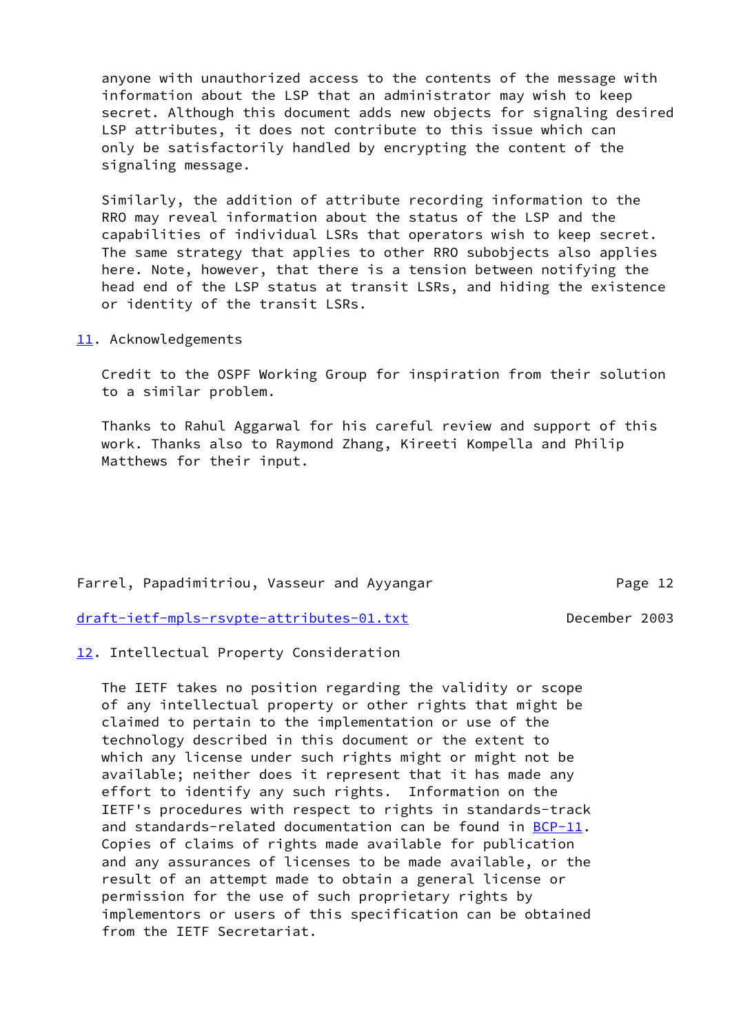anyone with unauthorized access to the contents of the message with information about the LSP that an administrator may wish to keep secret. Although this document adds new objects for signaling desired LSP attributes, it does not contribute to this issue which can only be satisfactorily handled by encrypting the content of the signaling message.

Similarly, the addition of attribute recording information to the RRO may reveal information about the status of the LSP and the capabilities of individual LSRs that operators wish to keep secret. The same strategy that applies to other RRO subobjects also applies here. Note, however, that there is a tension between notifying the head end of the LSP status at transit LSRs, and hiding the existence or identity of the transit LSRs.

## 11. Acknowledgements

Credit to the OSPF Working Group for inspiration from their solution to a similar problem.

Thanks to Rahul Aggarwal for his careful review and support of this work. Thanks also to Raymond Zhang, Kireeti Kompella and Philip Matthews for their input.

## 12. Intellectual Property Consideration

The IETF takes no position regarding the validity or scope of any intellectual property or other rights that might be claimed to pertain to the implementation or use of the technology described in this document or the extent to which any license under such rights might or might not be available; neither does it represent that it has made any effort to identify any such rights. Information on the IETF's procedures with respect to rights in standards-track and standards-related documentation can be found in BCP-11. Copies of claims of rights made available for publication and any assurances of licenses to be made available, or the result of an attempt made to obtain a general license or permission for the use of such proprietary rights by implementors or users of this specification can be obtained from the IETF Secretariat.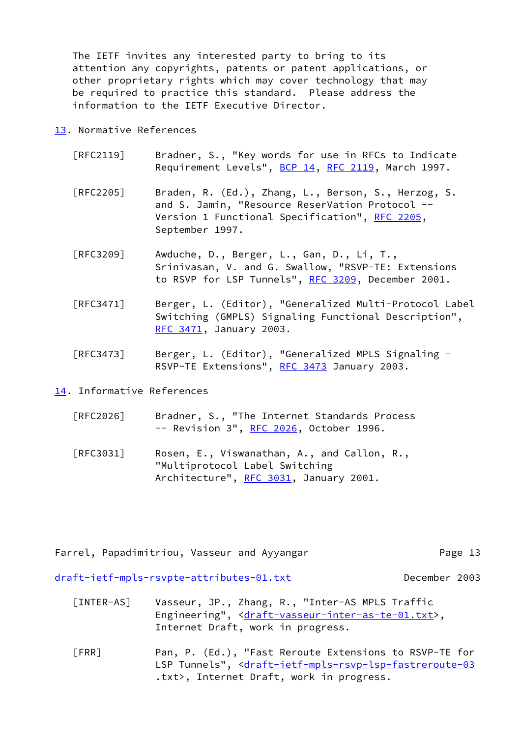The IETF invites any interested party to bring to its attention any copyrights, patents or patent applications, or other proprietary rights which may cover technology that may be required to practice this standard. Please address the information to the IETF Executive Director.

## 13. Normative References

[RFC2119] Bradner, S., "Key words for use in RFCs to Indicate Requirement Levels", BCP 14, RFC 2119, March 1997.

[RFC2205] Braden, R. (Ed.), Zhang, L., Berson, S., Herzog, S. and S. Jamin, "Resource ReserVation Protocol -- Version 1 Functional Specification", RFC 2205, September 1997.

[RFC3209] Awduche, D., Berger, L., Gan, D., Li, T., Srinivasan, V. and G. Swallow, "RSVP-TE: Extensions to RSVP for LSP Tunnels", RFC 3209, December 2001.

[RFC3471] Berger, L. (Editor), "Generalized Multi-Protocol Label Switching (GMPLS) Signaling Functional Description", RFC 3471, January 2003.

[RFC3473] Berger, L. (Editor), "Generalized MPLS Signaling - RSVP-TE Extensions", RFC 3473 January 2003.

## 14. Informative References

[RFC2026] Bradner, S., "The Internet Standards Process -- Revision 3", RFC 2026, October 1996.

[RFC3031] Rosen, E., Viswanathan, A., and Callon, R., "Multiprotocol Label Switching Architecture", RFC 3031, January 2001.

[INTER-AS] Vasseur, JP., Zhang, R., "Inter-AS MPLS Traffic Engineering", <draft-vasseur-inter-as-te-01.txt>, Internet Draft, work in progress.

[FRR] Pan, P. (Ed.), "Fast Reroute Extensions to RSVP-TE for LSP Tunnels", <draft-ietf-mpls-rsvp-lsp-fastreroute-03.txt>, Internet Draft, work in progress.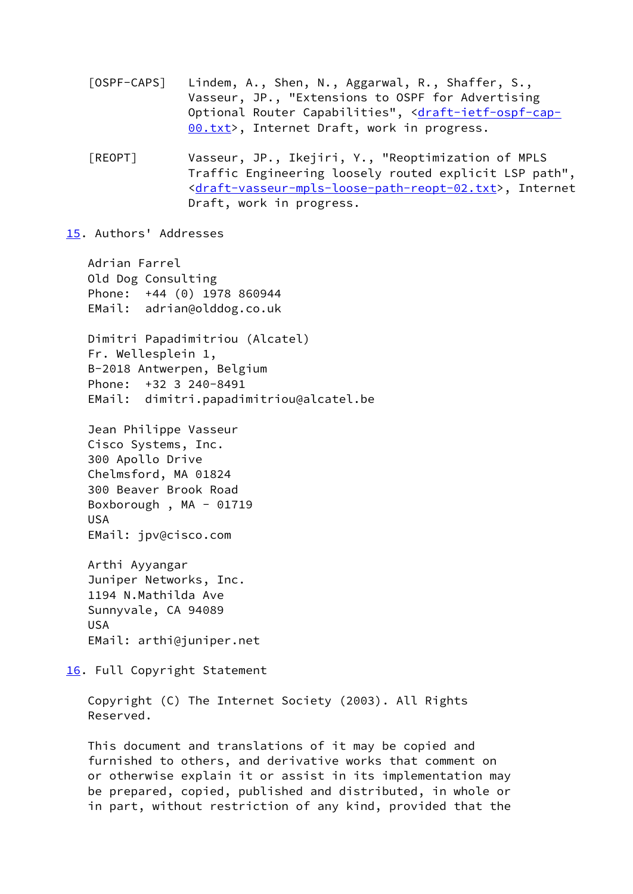[OSPF-CAPS] Lindem, A., Shen, N., Aggarwal, R., Shaffer, S., Vasseur, JP., "Extensions to OSPF for Advertising Optional Router Capabilities", <draft-ietf-ospf-cap-00.txt>, Internet Draft, work in progress.

[REOPT] Vasseur, JP., Ikejiri, Y., "Reoptimization of MPLS Traffic Engineering loosely routed explicit LSP path", <draft-vasseur-mpls-loose-path-reopt-02.txt>, Internet Draft, work in progress.

## 15. Authors' Addresses

Adrian Farrel
Old Dog Consulting
Phone: +44 (0) 1978 860944
EMail: adrian@olddog.co.uk

Dimitri Papadimitriou (Alcatel)
Fr. Wellesplein 1,
B-2018 Antwerpen, Belgium
Phone: +32 3 240-8491
EMail: dimitri.papadimitriou@alcatel.be

Jean Philippe Vasseur
Cisco Systems, Inc.
300 Apollo Drive
Chelmsford, MA 01824
300 Beaver Brook Road
Boxborough , MA - 01719
USA
EMail: jpv@cisco.com

Arthi Ayyangar
Juniper Networks, Inc.
1194 N.Mathilda Ave
Sunnyvale, CA 94089
USA
EMail: arthi@juniper.net

## 16. Full Copyright Statement

Copyright (C) The Internet Society (2003). All Rights Reserved.

This document and translations of it may be copied and furnished to others, and derivative works that comment on or otherwise explain it or assist in its implementation may be prepared, copied, published and distributed, in whole or in part, without restriction of any kind, provided that the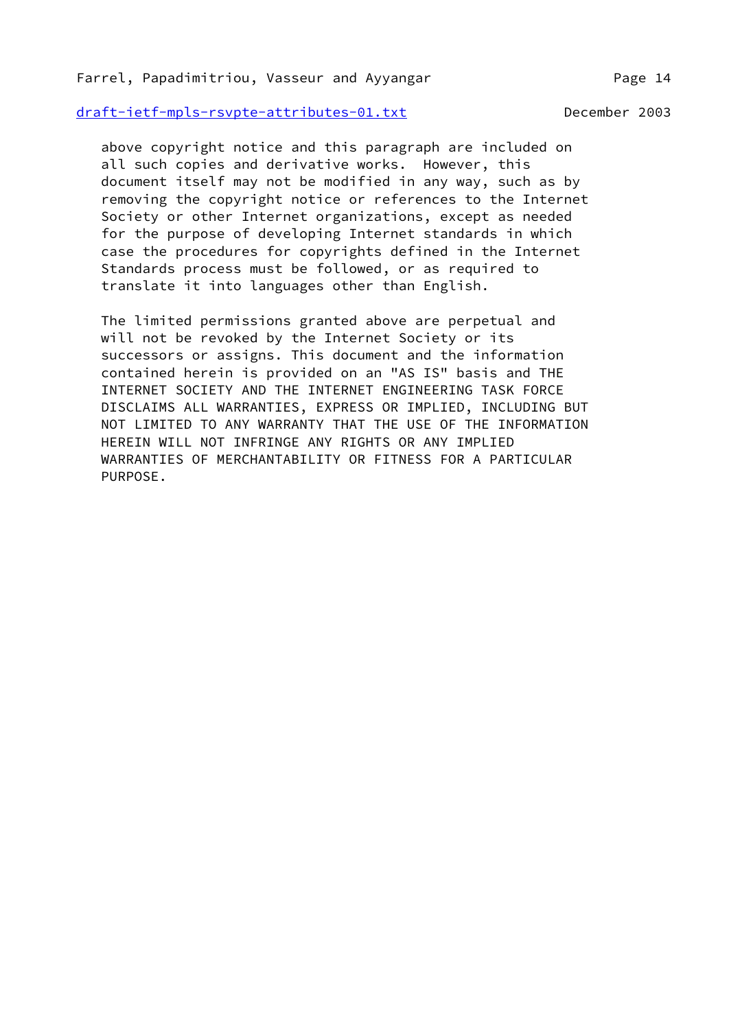above copyright notice and this paragraph are included on all such copies and derivative works. However, this document itself may not be modified in any way, such as by removing the copyright notice or references to the Internet Society or other Internet organizations, except as needed for the purpose of developing Internet standards in which case the procedures for copyrights defined in the Internet Standards process must be followed, or as required to translate it into languages other than English.

The limited permissions granted above are perpetual and will not be revoked by the Internet Society or its successors or assigns. This document and the information contained herein is provided on an "AS IS" basis and THE INTERNET SOCIETY AND THE INTERNET ENGINEERING TASK FORCE DISCLAIMS ALL WARRANTIES, EXPRESS OR IMPLIED, INCLUDING BUT NOT LIMITED TO ANY WARRANTY THAT THE USE OF THE INFORMATION HEREIN WILL NOT INFRINGE ANY RIGHTS OR ANY IMPLIED WARRANTIES OF MERCHANTABILITY OR FITNESS FOR A PARTICULAR PURPOSE.